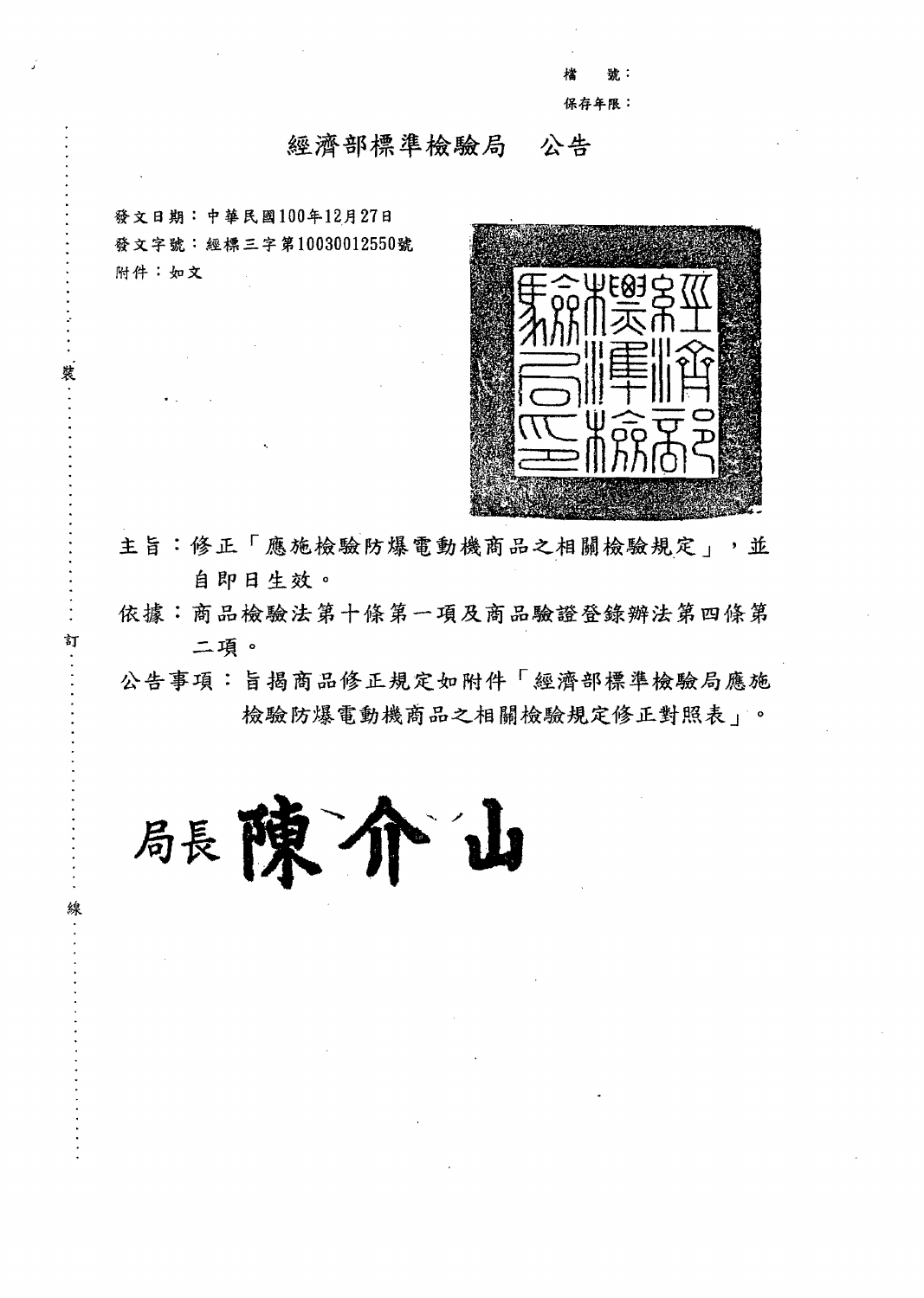檔　號：
保存年限：

# 經濟部標準檢驗局　公告

發文日期：中華民國100年12月27日
發文字號：經標三字第10030012550號
附件：如文

主旨：修正「應施檢驗防爆電動機商品之相關檢驗規定」，並自即日生效。

依據：商品檢驗法第十條第一項及商品驗證登錄辦法第四條第二項。

公告事項：旨揭商品修正規定如附件「經濟部標準檢驗局應施檢驗防爆電動機商品之相關檢驗規定修正對照表」。

局長 陳介山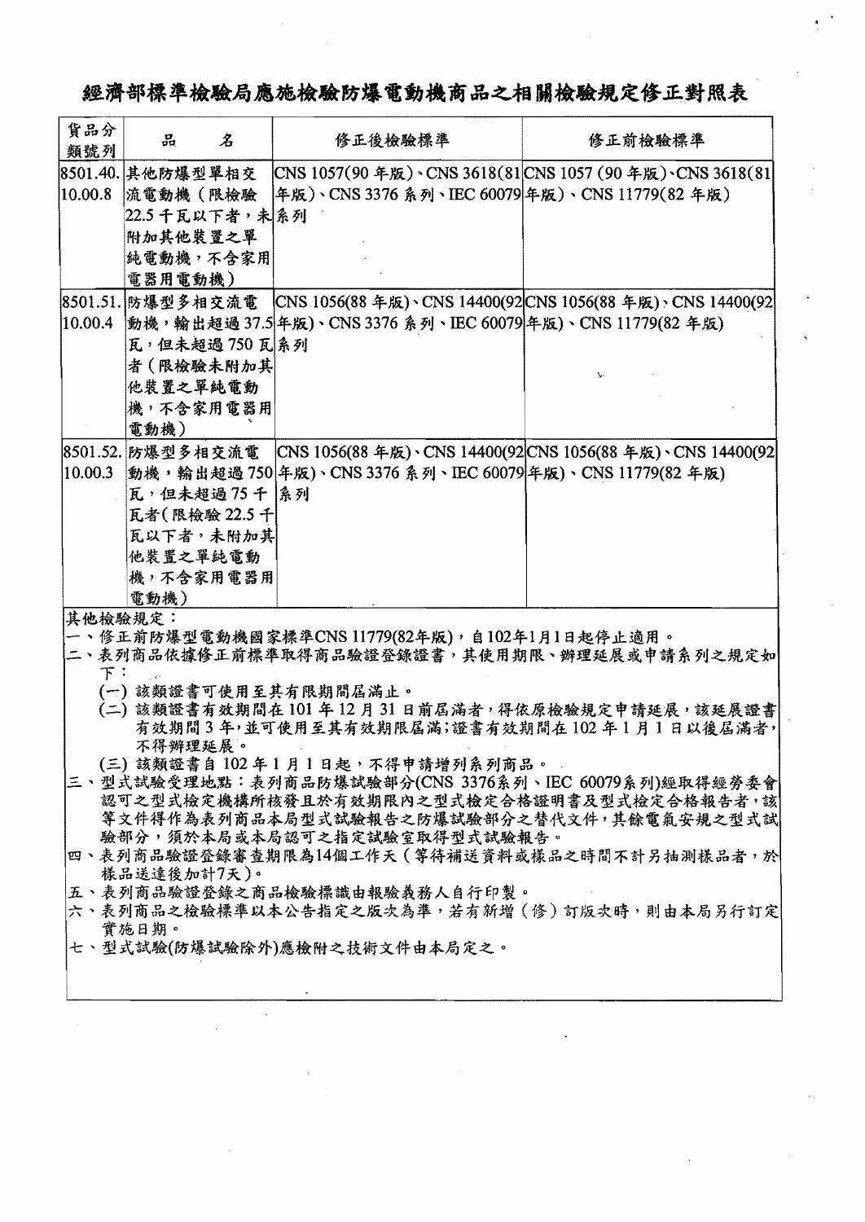# 經濟部標準檢驗局應施檢驗防爆電動機商品之相關檢驗規定修正對照表

| 貨品分類號列 | 品名 | 修正後檢驗標準 | 修正前檢驗標準 |
| --- | --- | --- | --- |
| 8501.40.10.00.8 | 其他防爆型單相交流電動機（限檢驗22.5千瓦以下者，未附加其他裝置之單純電動機，不含家用電器用電動機） | CNS 1057(90年版)、CNS 3618(81年版)、CNS 3376系列、IEC 60079系列 | CNS 1057 (90年版)、CNS 3618(81年版)、CNS 11779(82年版) |
| 8501.51.10.00.4 | 防爆型多相交流電動機，輸出超過37.5瓦，但未超過750瓦者（限檢驗未附加其他裝置之單純電動機，不含家用電器用電動機） | CNS 1056(88年版)、CNS 14400(92年版)、CNS 3376系列、IEC 60079系列 | CNS 1056(88年版)、CNS 14400(92年版)、CNS 11779(82年版) |
| 8501.52.10.00.3 | 防爆型多相交流電動機，輸出超過750瓦，但未超過75千瓦者（限檢驗22.5千瓦以下者，未附加其他裝置之單純電動機，不含家用電器用電動機） | CNS 1056(88年版)、CNS 14400(92年版)、CNS 3376系列、IEC 60079系列 | CNS 1056(88年版)、CNS 14400(92年版)、CNS 11779(82年版) |

其他檢驗規定：

一、修正前防爆型電動機國家標準CNS 11779(82年版)，自102年1月1日起停止適用。

二、表列商品依據修正前標準取得商品驗證登錄證書，其使用期限、辦理延展或申請系列之規定如下：

(一) 該類證書可使用至其有限期間屆滿止。

(二) 該類證書有效期間在101年12月31日前屆滿者，得依原檢驗規定申請延展，該延展證書有效期間3年，並可使用至其有效期限屆滿；證書有效期間在102年1月1日以後屆滿者，不得辦理延展。

(三) 該類證書自102年1月1日起，不得申請增列系列商品。

三、型式試驗受理地點：表列商品防爆試驗部分(CNS 3376系列、IEC 60079系列)經取得經勞委會認可之型式檢定機構所核發且於有效期限內之型式檢定合格證明書及型式檢定合格報告者，該等文件得作為表列商品本局型式試驗報告之防爆試驗部分之替代文件，其餘電氣安規之型式試驗部分，須於本局或本局認可之指定試驗室取得型式試驗報告。

四、表列商品驗證登錄審查期限為14個工作天（等待補送資料或樣品之時間不計另抽測樣品者，於樣品送達後加計7天）。

五、表列商品驗證登錄之商品檢驗標識由報驗義務人自行印製。

六、表列商品之檢驗標準以本公告指定之版次為準，若有新增（修）訂版次時，則由本局另行訂定實施日期。

七、型式試驗(防爆試驗除外)應檢附之技術文件由本局定之。